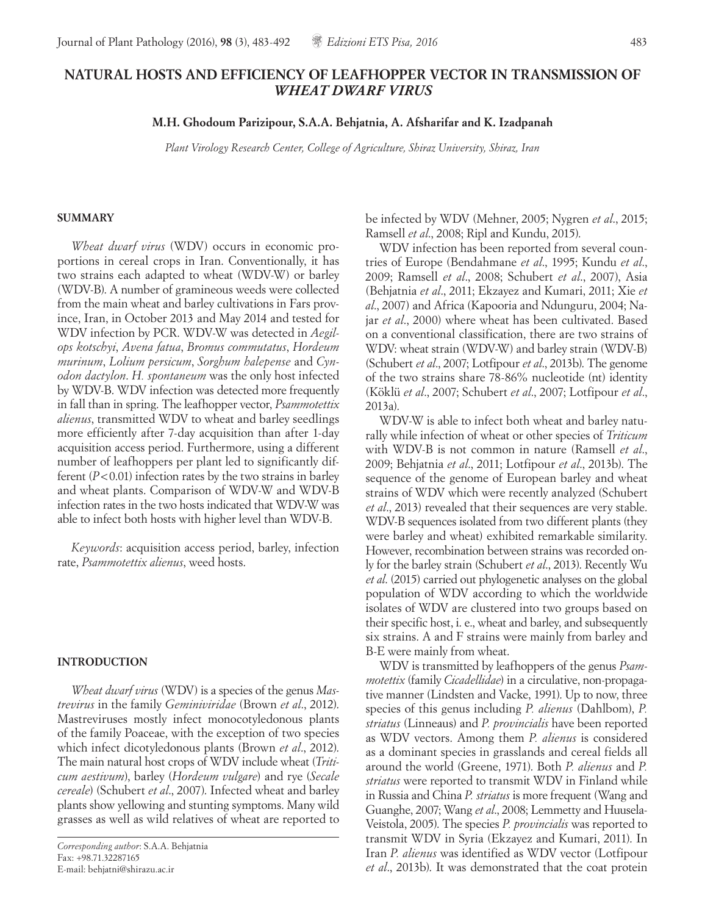# NATURAL HOSTS AND EFFICIENCY OF LEAFHOPPER VECTOR IN TRANSMISSION OF *WHEAT DWARF VIRUS*

**M.H. Ghodoum Parizipour, S.A.A. Behjatnia, A. Afsharifar and K. Izadpanah**

*Plant Virology Research Center, College of Agriculture, Shiraz University, Shiraz, Iran*

## SUMMARY

*Wheat dwarf virus* (WDV) occurs in economic proportions in cereal crops in Iran. Conventionally, it has two strains each adapted to wheat (WDV-W) or barley (WDV-B). A number of gramineous weeds were collected from the main wheat and barley cultivations in Fars province, Iran, in October 2013 and May 2014 and tested for WDV infection by PCR. WDV-W was detected in *Aegilops kotschyi*, *Avena fatua*, *Bromus commutatus*, *Hordeum murinum*, *Lolium persicum*, *Sorghum halepense* and *Cynodon dactylon*. *H. spontaneum* was the only host infected by WDV-B. WDV infection was detected more frequently in fall than in spring. The leafhopper vector, *Psammotettix alienus*, transmitted WDV to wheat and barley seedlings more efficiently after 7-day acquisition than after 1-day acquisition access period. Furthermore, using a different number of leafhoppers per plant led to significantly different ($P<0.01$) infection rates by the two strains in barley and wheat plants. Comparison of WDV-W and WDV-B infection rates in the two hosts indicated that WDV-W was able to infect both hosts with higher level than WDV-B.

*Keywords*: acquisition access period, barley, infection rate, *Psammotettix alienus*, weed hosts.

## INTRODUCTION

*Wheat dwarf virus* (WDV) is a species of the genus *Mastrevirus* in the family *Geminiviridae* (Brown *et al*., 2012). Mastreviruses mostly infect monocotyledonous plants of the family Poaceae, with the exception of two species which infect dicotyledonous plants (Brown *et al*., 2012). The main natural host crops of WDV include wheat (*Triticum aestivum*), barley (*Hordeum vulgare*) and rye (*Secale cereale*) (Schubert *et al*., 2007). Infected wheat and barley plants show yellowing and stunting symptoms. Many wild grasses as well as wild relatives of wheat are reported to be infected by WDV (Mehner, 2005; Nygren *et al*., 2015; Ramsell *et al*., 2008; Ripl and Kundu, 2015).

WDV infection has been reported from several countries of Europe (Bendahmane *et al*., 1995; Kundu *et al*., 2009; Ramsell *et al*., 2008; Schubert *et al*., 2007), Asia (Behjatnia *et al*., 2011; Ekzayez and Kumari, 2011; Xie *et al*., 2007) and Africa (Kapooria and Ndunguru, 2004; Najar *et al*., 2000) where wheat has been cultivated. Based on a conventional classification, there are two strains of WDV: wheat strain (WDV-W) and barley strain (WDV-B) (Schubert *et al*., 2007; Lotfipour *et al*., 2013b). The genome of the two strains share 78-86% nucleotide (nt) identity (Köklü *et al*., 2007; Schubert *et al*., 2007; Lotfipour *et al*., 2013a).

WDV-W is able to infect both wheat and barley naturally while infection of wheat or other species of *Triticum* with WDV-B is not common in nature (Ramsell *et al*., 2009; Behjatnia *et al*., 2011; Lotfipour *et al*., 2013b). The sequence of the genome of European barley and wheat strains of WDV which were recently analyzed (Schubert *et al*., 2013) revealed that their sequences are very stable. WDV-B sequences isolated from two different plants (they were barley and wheat) exhibited remarkable similarity. However, recombination between strains was recorded only for the barley strain (Schubert *et al*., 2013). Recently Wu *et al*. (2015) carried out phylogenetic analyses on the global population of WDV according to which the worldwide isolates of WDV are clustered into two groups based on their specific host, i. e., wheat and barley, and subsequently six strains. A and F strains were mainly from barley and B-E were mainly from wheat.

WDV is transmitted by leafhoppers of the genus *Psammotettix* (family *Cicadellidae*) in a circulative, non-propagative manner (Lindsten and Vacke, 1991). Up to now, three species of this genus including *P. alienus* (Dahlbom), *P. striatus* (Linneaus) and *P. provincialis* have been reported as WDV vectors. Among them *P. alienus* is considered as a dominant species in grasslands and cereal fields all around the world (Greene, 1971). Both *P. alienus* and *P. striatus* were reported to transmit WDV in Finland while in Russia and China *P. striatus* is more frequent (Wang and Guanghe, 2007; Wang *et al*., 2008; Lemmetty and Huusela-Veistola, 2005). The species *P. provincialis* was reported to transmit WDV in Syria (Ekzayez and Kumari, 2011). In Iran *P. alienus* was identified as WDV vector (Lotfipour *et al*., 2013b). It was demonstrated that the coat protein

*Corresponding author*: S.A.A. Behjatnia
Fax: +98.71.32287165
E-mail: behjatni@shirazu.ac.ir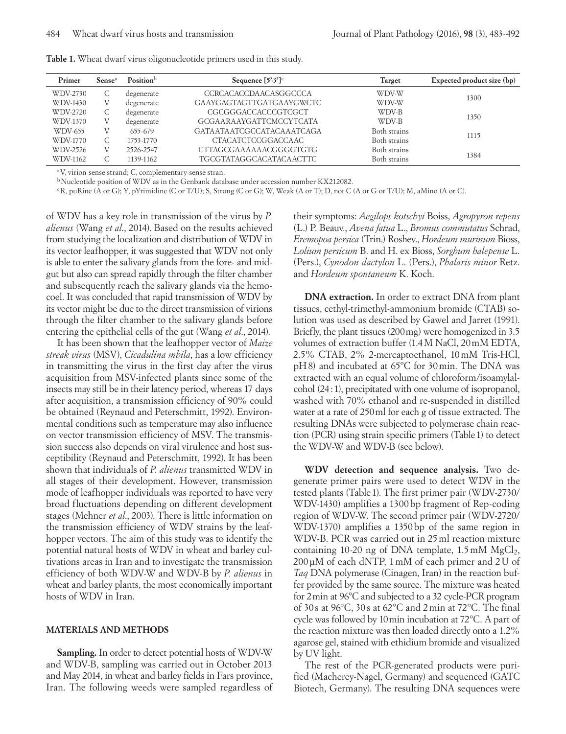**Table 1.** Wheat dwarf virus oligonucleotide primers used in this study.

| Primer | Sense[a] | Position[b] | Sequence [5'-3'][c] | Target | Expected product size (bp) |
|---|---|---|---|---|---|
| WDV-2730 | C | degenerate | CCRCACACCDAACASGGCCCA | WDV-W | 1300 |
| WDV-1430 | V | degenerate | GAAYGAGTAGTTGATGAAYGWCTC | WDV-W | |
| WDV-2720 | C | degenerate | CGCGGGACCACCCGTCGCT | WDV-B | 1350 |
| WDV-1370 | V | degenerate | GCGAARAAYGATTCMCCYTCATA | WDV-B | |
| WDV-655 | V | 655-679 | GATAATAATCGCCATACAAATCAGA | Both strains | 1115 |
| WDV-1770 | C | 1753-1770 | CTACATCTCCGGACCAAC | Both strains | |
| WDV-2526 | V | 2526-2547 | CTTAGCGAAAAAACGGGGTGTG | Both strains | 1384 |
| WDV-1162 | C | 1139-1162 | TGCGTATAGGCACATACAACTTC | Both strains | |

[a] V, virion-sense strand; C, complementary-sense stran.

[b] Nucleotide position of WDV as in the Genbank database under accession number KX212082.

[c] R, puRine (A or G); Y, pYrimidine (C or T/U); S, Strong (C or G); W, Weak (A or T); D, not C (A or G or T/U); M, aMino (A or C).

of WDV has a key role in transmission of the virus by *P. alienus* (Wang *et al*., 2014). Based on the results achieved from studying the localization and distribution of WDV in its vector leafhopper, it was suggested that WDV not only is able to enter the salivary glands from the fore- and midgut but also can spread rapidly through the filter chamber and subsequently reach the salivary glands via the hemocoel. It was concluded that rapid transmission of WDV by its vector might be due to the direct transmission of virions through the filter chamber to the salivary glands before entering the epithelial cells of the gut (Wang *et al*., 2014).

It has been shown that the leafhopper vector of *Maize streak virus* (MSV), *Cicadulina mbila*, has a low efficiency in transmitting the virus in the first day after the virus acquisition from MSV-infected plants since some of the insects may still be in their latency period, whereas 17 days after acquisition, a transmission efficiency of 90% could be obtained (Reynaud and Peterschmitt, 1992). Environmental conditions such as temperature may also influence on vector transmission efficiency of MSV. The transmission success also depends on viral virulence and host susceptibility (Reynaud and Peterschmitt, 1992). It has been shown that individuals of *P. alienus* transmitted WDV in all stages of their development. However, transmission mode of leafhopper individuals was reported to have very broad fluctuations depending on different development stages (Mehner *et al*., 2003). There is little information on the transmission efficiency of WDV strains by the leafhopper vectors. The aim of this study was to identify the potential natural hosts of WDV in wheat and barley cultivations areas in Iran and to investigate the transmission efficiency of both WDV-W and WDV-B by *P. alienus* in wheat and barley plants, the most economically important hosts of WDV in Iran.

## MATERIALS AND METHODS

**Sampling.** In order to detect potential hosts of WDV-W and WDV-B, sampling was carried out in October 2013 and May 2014, in wheat and barley fields in Fars province, Iran. The following weeds were sampled regardless of their symptoms: *Aegilops kotschyi* Boiss, *Agropyron repens* (L.) P. Beauv., *Avena fatua* L., *Bromus commutatus* Schrad, *Eremopoa persica* (Trin.) Roshev., *Hordeum murinum* Bioss, *Lolium persicum* B. and H. ex Bioss, *Sorghum halepense* L. (Pers.), *Cynodon dactylon* L. (Pers.), *Phalaris minor* Retz. and *Hordeum spontaneum* K. Koch.

**DNA extraction.** In order to extract DNA from plant tissues, cethyl-trimethyl-ammonium bromide (CTAB) solution was used as described by Gawel and Jarret (1991). Briefly, the plant tissues (200 mg) were homogenized in 3.5 volumes of extraction buffer (1.4 M NaCl, 20 mM EDTA, 2.5% CTAB, 2% 2-mercaptoethanol, 10 mM Tris-HCl, pH 8) and incubated at 65°C for 30 min. The DNA was extracted with an equal volume of chloroform/isoamylalcohol (24 : 1), precipitated with one volume of isopropanol, washed with 70% ethanol and re-suspended in distilled water at a rate of 250 ml for each g of tissue extracted. The resulting DNAs were subjected to polymerase chain reaction (PCR) using strain specific primers (Table 1) to detect the WDV-W and WDV-B (see below).

**WDV detection and sequence analysis.** Two degenerate primer pairs were used to detect WDV in the tested plants (Table 1). The first primer pair (WDV-2730/WDV-1430) amplifies a 1300 bp fragment of Rep-coding region of WDV-W. The second primer pair (WDV-2720/WDV-1370) amplifies a 1350 bp of the same region in WDV-B. PCR was carried out in 25 ml reaction mixture containing 10-20 ng of DNA template, 1.5 mM $MgCl_2$, 200 µM of each dNTP, 1 mM of each primer and 2 U of *Taq* DNA polymerase (Cinagen, Iran) in the reaction buffer provided by the same source. The mixture was heated for 2 min at 96°C and subjected to a 32 cycle-PCR program of 30 s at 96°C, 30 s at 62°C and 2 min at 72°C. The final cycle was followed by 10 min incubation at 72°C. A part of the reaction mixture was then loaded directly onto a 1.2% agarose gel, stained with ethidium bromide and visualized by UV light.

The rest of the PCR-generated products were purified (Macherey-Nagel, Germany) and sequenced (GATC Biotech, Germany). The resulting DNA sequences were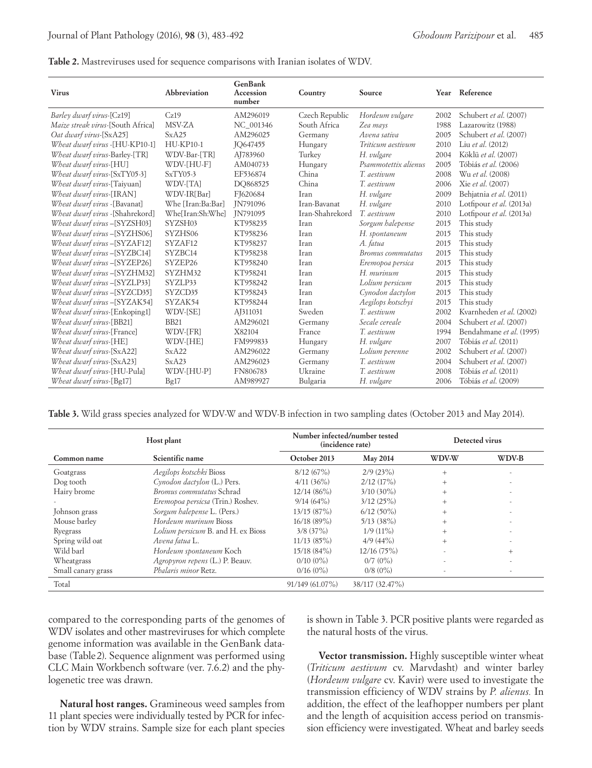**Table 2.** Mastreviruses used for sequence comparisons with Iranian isolates of WDV.

| Virus | Abbreviation | GenBank Accession number | Country | Source | Year | Reference |
|---|---|---|---|---|---|---|
| *Barley dwarf virus*-[Cz19] | Cz19 | AM296019 | Czech Republic | *Hordeum vulgare* | 2002 | Schubert *et al.* (2007) |
| *Maize streak virus*-[South Africa] | MSV-ZA | NC_001346 | South Africa | *Zea mays* | 1988 | Lazarowitz (1988) |
| *Oat dwarf virus*-[SxA25] | SxA25 | AM296025 | Germany | *Avena sativa* | 2005 | Schubert *et al.* (2007) |
| *Wheat dwarf virus* -[HU-KP10-1] | HU-KP10-1 | JQ647455 | Hungary | *Triticum aestivum* | 2010 | Liu *et al.* (2012) |
| *Wheat dwarf virus*-Barley-[TR] | WDV-Bar-[TR] | AJ783960 | Turkey | *H. vulgare* | 2004 | Köklü *et al.* (2007) |
| *Wheat dwarf virus*-[HU] | WDV-[HU-F] | AM040733 | Hungary | *Psammotettix alienus* | 2005 | Tóbiás *et al.* (2006) |
| *Wheat dwarf virus*-[SxTY05-3] | SxTY05-3 | EF536874 | China | *T. aestivum* | 2008 | Wu *et al.* (2008) |
| *Wheat dwarf virus*-[Taiyuan] | WDV-[TA] | DQ868525 | China | *T. aestivum* | 2006 | Xie *et al.* (2007) |
| *Wheat dwarf virus*-[IRAN] | WDV-IR[Bar] | FJ620684 | Iran | *H. vulgare* | 2009 | Behjatnia *et al.* (2011) |
| *Wheat dwarf virus* -[Bavanat] | Whe [Iran:Ba:Bar] | JN791096 | Iran-Bavanat | *H. vulgare* | 2010 | Lotfipour *et al.* (2013a) |
| *Wheat dwarf virus* -[Shahrekord] | Whe[Iran:Sh:Whe] | JN791095 | Iran-Shahrekord | *T. aestivum* | 2010 | Lotfipour *et al.* (2013a) |
| *Wheat dwarf virus* –[SYZSH03] | SYZSH03 | KT958235 | Iran | *Sorgum halepense* | 2015 | This study |
| *Wheat dwarf virus* –[SYZHS06] | SYZHS06 | KT958236 | Iran | *H. spontaneum* | 2015 | This study |
| *Wheat dwarf virus* –[SYZAF12] | SYZAF12 | KT958237 | Iran | *A. fatua* | 2015 | This study |
| *Wheat dwarf virus* –[SYZBC14] | SYZBC14 | KT958238 | Iran | *Bromus commutatus* | 2015 | This study |
| *Wheat dwarf virus* –[SYZEP26] | SYZEP26 | KT958240 | Iran | *Eremopoa persica* | 2015 | This study |
| *Wheat dwarf virus* –[SYZHM32] | SYZHM32 | KT958241 | Iran | *H. murinum* | 2015 | This study |
| *Wheat dwarf virus* –[SYZLP33] | SYZLP33 | KT958242 | Iran | *Lolium persicum* | 2015 | This study |
| *Wheat dwarf virus* –[SYZCD35] | SYZCD35 | KT958243 | Iran | *Cynodon dactylon* | 2015 | This study |
| *Wheat dwarf virus* –[SYZAK54] | SYZAK54 | KT958244 | Iran | *Aegilops kotschyi* | 2015 | This study |
| *Wheat dwarf virus*-[Enkoping1] | WDV-[SE] | AJ311031 | Sweden | *T. aestivum* | 2002 | Kvarnheden *et al.* (2002) |
| *Wheat dwarf virus*-[BB21] | BB21 | AM296021 | Germany | *Secale cereale* | 2004 | Schubert *et al.* (2007) |
| *Wheat dwarf virus*-[France] | WDV-[FR] | X82104 | France | *T. aestivum* | 1994 | Bendahmane *et al.* (1995) |
| *Wheat dwarf virus*-[HE] | WDV-[HE] | FM999833 | Hungary | *H. vulgare* | 2007 | Tóbiás *et al.* (2011) |
| *Wheat dwarf virus*-[SxA22] | SxA22 | AM296022 | Germany | *Lolium perenne* | 2002 | Schubert *et al.* (2007) |
| *Wheat dwarf virus*-[SxA23] | SxA23 | AM296023 | Germany | *T. aestivum* | 2004 | Schubert *et al.* (2007) |
| *Wheat dwarf virus*-[HU-Pula] | WDV-[HU-P] | FN806783 | Ukraine | *T. aestivum* | 2008 | Tóbiás *et al.* (2011) |
| *Wheat dwarf virus*-[Bg17] | Bg17 | AM989927 | Bulgaria | *H. vulgare* | 2006 | Tóbiás *et al.* (2009) |

**Table 3.** Wild grass species analyzed for WDV-W and WDV-B infection in two sampling dates (October 2013 and May 2014).

| Host plant | | Number infected/number tested (incidence rate) | | Detected virus | |
|---|---|---|---|---|---|
| Common name | Scientific name | October 2013 | May 2014 | WDV-W | WDV-B |
| Goatgrass | *Aegilops kotschki* Bioss | 8/12 (67%) | 2/9 (23%) | + | - |
| Dog tooth | *Cynodon dactylon* (L.) Pers. | 4/11 (36%) | 2/12 (17%) | + | - |
| Hairy brome | *Bromus commutatus* Schrad | 12/14 (86%) | 3/10 (30%) | + | - |
| - | *Eremopoa persicsa* (Trin.) Roshev. | 9/14 (64%) | 3/12 (25%) | + | - |
| Johnson grass | *Sorgum halepense* L. (Pers.) | 13/15 (87%) | 6/12 (50%) | + | - |
| Mouse barley | *Hordeum murinum* Bioss | 16/18 (89%) | 5/13 (38%) | + | - |
| Ryegrass | *Lolium persicum* B. and H. ex Bioss | 3/8 (37%) | 1/9 (11%) | + | - |
| Spring wild oat | *Avena fatua* L. | 11/13 (85%) | 4/9 (44%) | + | - |
| Wild barl | *Hordeum spontaneum* Koch | 15/18 (84%) | 12/16 (75%) | - | + |
| Wheatgrass | *Agropyron repens* (L.) P. Beauv. | 0/10 (0%) | 0/7 (0%) | - | - |
| Small canary grass | *Phalaris minor* Retz. | 0/16 (0%) | 0/8 (0%) | - | - |
| Total | | 91/149 (61.07%) | 38/117 (32.47%) | | |

compared to the corresponding parts of the genomes of WDV isolates and other mastreviruses for which complete genome information was available in the GenBank database (Table 2). Sequence alignment was performed using CLC Main Workbench software (ver. 7.6.2) and the phylogenetic tree was drawn.

**Natural host ranges.** Gramineous weed samples from 11 plant species were individually tested by PCR for infection by WDV strains. Sample size for each plant species is shown in Table 3. PCR positive plants were regarded as the natural hosts of the virus.

**Vector transmission.** Highly susceptible winter wheat (*Triticum aestivum* cv. Marvdasht) and winter barley (*Hordeum vulgare* cv. Kavir) were used to investigate the transmission efficiency of WDV strains by *P. alienus.* In addition, the effect of the leafhopper numbers per plant and the length of acquisition access period on transmission efficiency were investigated. Wheat and barley seeds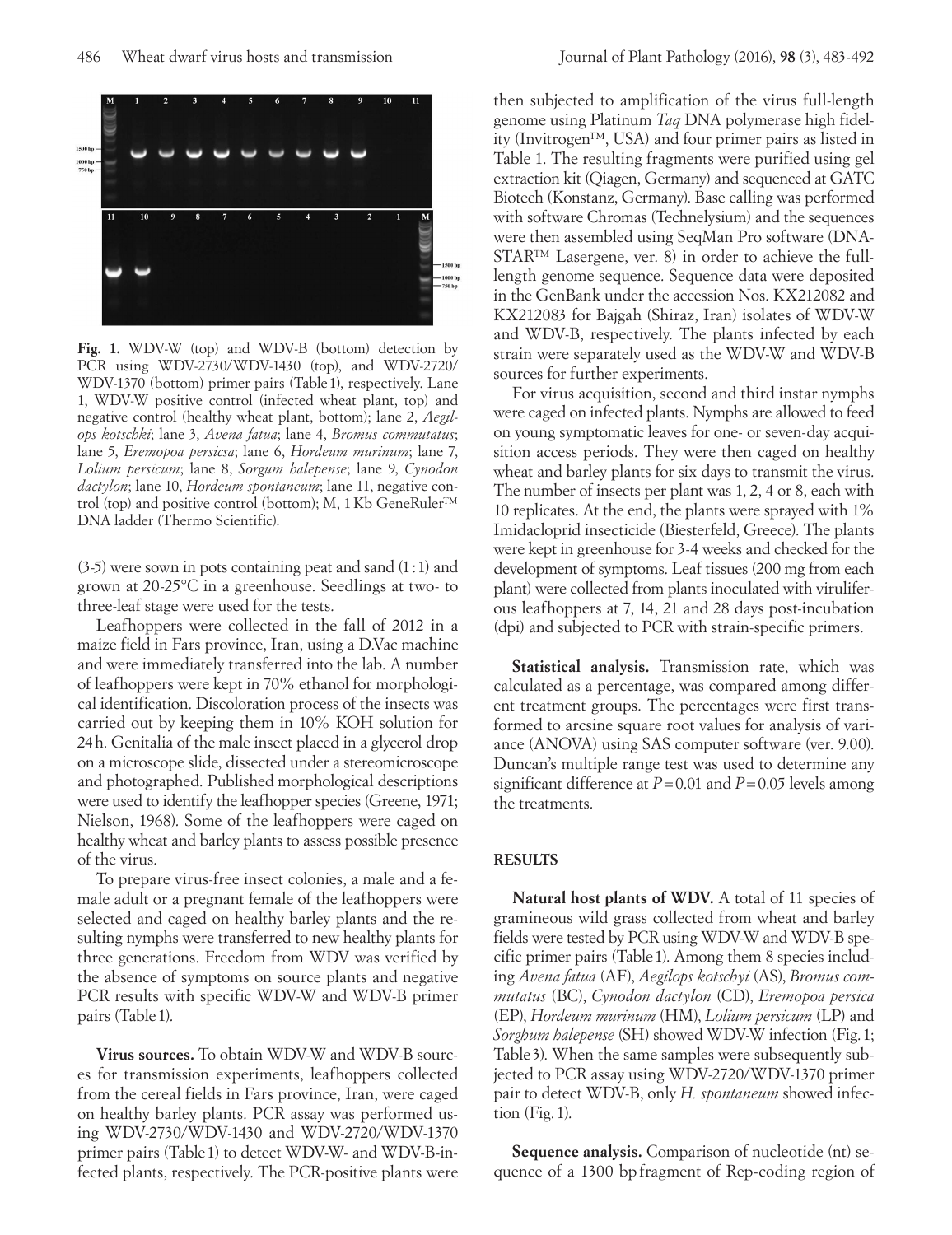**Fig. 1.** WDV-W (top) and WDV-B (bottom) detection by PCR using WDV-2730/WDV-1430 (top), and WDV-2720/WDV-1370 (bottom) primer pairs (Table 1), respectively. Lane 1, WDV-W positive control (infected wheat plant, top) and negative control (healthy wheat plant, bottom); lane 2, *Aegilops kotschki*; lane 3, *Avena fatua*; lane 4, *Bromus commutatus*; lane 5, *Eremopoa persicsa*; lane 6, *Hordeum murinum*; lane 7, *Lolium persicum*; lane 8, *Sorgum halepense*; lane 9, *Cynodon dactylon*; lane 10, *Hordeum spontaneum*; lane 11, negative control (top) and positive control (bottom); M, 1 Kb GeneRuler™ DNA ladder (Thermo Scientific).

(3-5) were sown in pots containing peat and sand (1 : 1) and grown at 20-25°C in a greenhouse. Seedlings at two- to three-leaf stage were used for the tests.

Leafhoppers were collected in the fall of 2012 in a maize field in Fars province, Iran, using a D.Vac machine and were immediately transferred into the lab. A number of leafhoppers were kept in 70% ethanol for morphological identification. Discoloration process of the insects was carried out by keeping them in 10% KOH solution for 24 h. Genitalia of the male insect placed in a glycerol drop on a microscope slide, dissected under a stereomicroscope and photographed. Published morphological descriptions were used to identify the leafhopper species (Greene, 1971; Nielson, 1968). Some of the leafhoppers were caged on healthy wheat and barley plants to assess possible presence of the virus.

To prepare virus-free insect colonies, a male and a female adult or a pregnant female of the leafhoppers were selected and caged on healthy barley plants and the resulting nymphs were transferred to new healthy plants for three generations. Freedom from WDV was verified by the absence of symptoms on source plants and negative PCR results with specific WDV-W and WDV-B primer pairs (Table 1).

**Virus sources.** To obtain WDV-W and WDV-B sources for transmission experiments, leafhoppers collected from the cereal fields in Fars province, Iran, were caged on healthy barley plants. PCR assay was performed using WDV-2730/WDV-1430 and WDV-2720/WDV-1370 primer pairs (Table 1) to detect WDV-W- and WDV-B-infected plants, respectively. The PCR-positive plants were then subjected to amplification of the virus full-length genome using Platinum *Taq* DNA polymerase high fidelity (Invitrogen™, USA) and four primer pairs as listed in Table 1. The resulting fragments were purified using gel extraction kit (Qiagen, Germany) and sequenced at GATC Biotech (Konstanz, Germany). Base calling was performed with software Chromas (Technelysium) and the sequences were then assembled using SeqMan Pro software (DNASTAR™ Lasergene, ver. 8) in order to achieve the full-length genome sequence. Sequence data were deposited in the GenBank under the accession Nos. KX212082 and KX212083 for Bajgah (Shiraz, Iran) isolates of WDV-W and WDV-B, respectively. The plants infected by each strain were separately used as the WDV-W and WDV-B sources for further experiments.

For virus acquisition, second and third instar nymphs were caged on infected plants. Nymphs are allowed to feed on young symptomatic leaves for one- or seven-day acquisition access periods. They were then caged on healthy wheat and barley plants for six days to transmit the virus. The number of insects per plant was 1, 2, 4 or 8, each with 10 replicates. At the end, the plants were sprayed with 1% Imidacloprid insecticide (Biesterfeld, Greece). The plants were kept in greenhouse for 3-4 weeks and checked for the development of symptoms. Leaf tissues (200 mg from each plant) were collected from plants inoculated with viruliferous leafhoppers at 7, 14, 21 and 28 days post-incubation (dpi) and subjected to PCR with strain-specific primers.

**Statistical analysis.** Transmission rate, which was calculated as a percentage, was compared among different treatment groups. The percentages were first transformed to arcsine square root values for analysis of variance (ANOVA) using SAS computer software (ver. 9.00). Duncan's multiple range test was used to determine any significant difference at $P = 0.01$ and $P = 0.05$ levels among the treatments.

## RESULTS

**Natural host plants of WDV.** A total of 11 species of gramineous wild grass collected from wheat and barley fields were tested by PCR using WDV-W and WDV-B specific primer pairs (Table 1). Among them 8 species including *Avena fatua* (AF), *Aegilops kotschyi* (AS), *Bromus commutatus* (BC), *Cynodon dactylon* (CD), *Eremopoa persica* (EP), *Hordeum murinum* (HM), *Lolium persicum* (LP) and *Sorghum halepense* (SH) showed WDV-W infection (Fig. 1; Table 3). When the same samples were subsequently subjected to PCR assay using WDV-2720/WDV-1370 primer pair to detect WDV-B, only *H. spontaneum* showed infection (Fig. 1).

**Sequence analysis.** Comparison of nucleotide (nt) sequence of a 1300 bp fragment of Rep-coding region of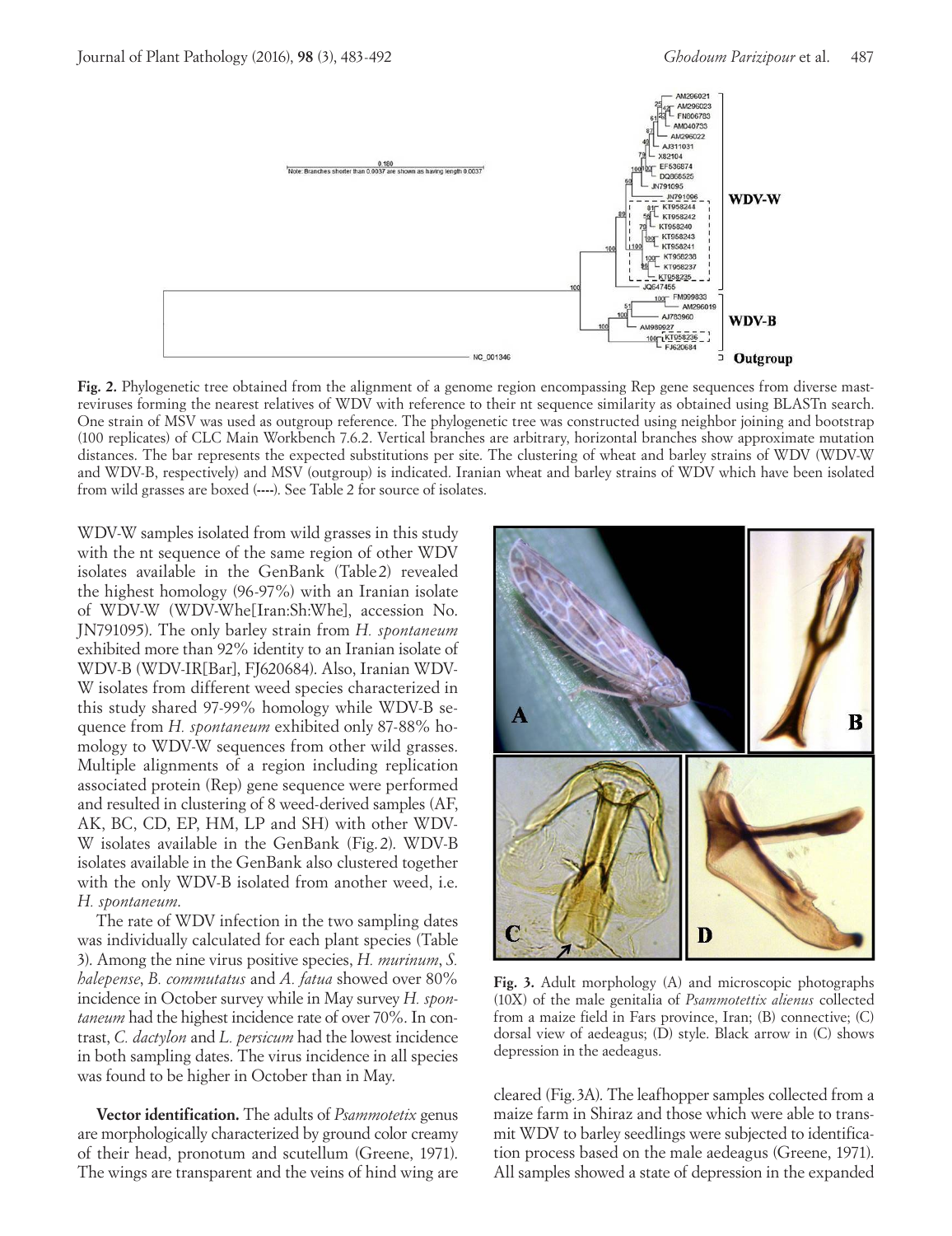**Fig. 2.** Phylogenetic tree obtained from the alignment of a genome region encompassing Rep gene sequences from diverse mastreviruses forming the nearest relatives of WDV with reference to their nt sequence similarity as obtained using BLASTn search. One strain of MSV was used as outgroup reference. The phylogenetic tree was constructed using neighbor joining and bootstrap (100 replicates) of CLC Main Workbench 7.6.2. Vertical branches are arbitrary, horizontal branches show approximate mutation distances. The bar represents the expected substitutions per site. The clustering of wheat and barley strains of WDV (WDV-W and WDV-B, respectively) and MSV (outgroup) is indicated. Iranian wheat and barley strains of WDV which have been isolated from wild grasses are boxed (----). See Table 2 for source of isolates.

WDV-W samples isolated from wild grasses in this study with the nt sequence of the same region of other WDV isolates available in the GenBank (Table 2) revealed the highest homology (96-97%) with an Iranian isolate of WDV-W (WDV-Whe[Iran:Sh:Whe], accession No. JN791095). The only barley strain from *H. spontaneum* exhibited more than 92% identity to an Iranian isolate of WDV-B (WDV-IR[Bar], FJ620684). Also, Iranian WDV-W isolates from different weed species characterized in this study shared 97-99% homology while WDV-B sequence from *H. spontaneum* exhibited only 87-88% homology to WDV-W sequences from other wild grasses. Multiple alignments of a region including replication associated protein (Rep) gene sequence were performed and resulted in clustering of 8 weed-derived samples (AF, AK, BC, CD, EP, HM, LP and SH) with other WDV-W isolates available in the GenBank (Fig. 2). WDV-B isolates available in the GenBank also clustered together with the only WDV-B isolated from another weed, i.e. *H. spontaneum*.

The rate of WDV infection in the two sampling dates was individually calculated for each plant species (Table 3). Among the nine virus positive species, *H. murinum*, *S. halepense*, *B. commutatus* and *A. fatua* showed over 80% incidence in October survey while in May survey *H. spontaneum* had the highest incidence rate of over 70%. In contrast, *C. dactylon* and *L. persicum* had the lowest incidence in both sampling dates. The virus incidence in all species was found to be higher in October than in May.

**Vector identification.** The adults of *Psammotetix* genus are morphologically characterized by ground color creamy of their head, pronotum and scutellum (Greene, 1971). The wings are transparent and the veins of hind wing are cleared (Fig. 3A). The leafhopper samples collected from a maize farm in Shiraz and those which were able to transmit WDV to barley seedlings were subjected to identification process based on the male aedeagus (Greene, 1971). All samples showed a state of depression in the expanded

**Fig. 3.** Adult morphology (A) and microscopic photographs (10X) of the male genitalia of *Psammotettix alienus* collected from a maize field in Fars province, Iran; (B) connective; (C) dorsal view of aedeagus; (D) style. Black arrow in (C) shows depression in the aedeagus.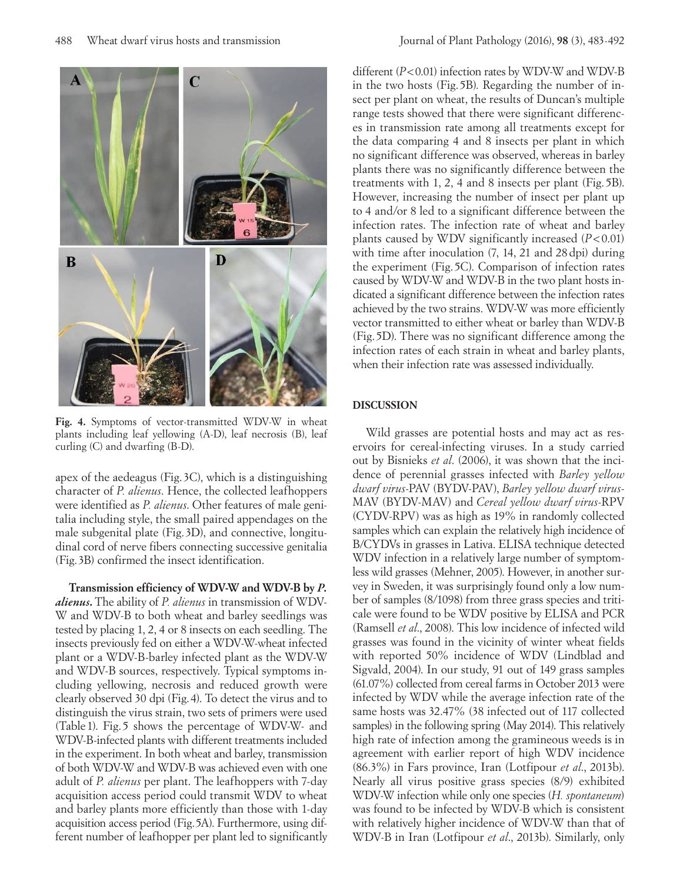Fig. 4. Symptoms of vector-transmitted WDV-W in wheat plants including leaf yellowing (A-D), leaf necrosis (B), leaf curling (C) and dwarfing (B-D).

apex of the aedeagus (Fig. 3C), which is a distinguishing character of *P. alienus*. Hence, the collected leafhoppers were identified as *P. alienus*. Other features of male genitalia including style, the small paired appendages on the male subgenital plate (Fig. 3D), and connective, longitudinal cord of nerve fibers connecting successive genitalia (Fig. 3B) confirmed the insect identification.

**Transmission efficiency of WDV-W and WDV-B by *P. alienus*.** The ability of *P. alienus* in transmission of WDV-W and WDV-B to both wheat and barley seedlings was tested by placing 1, 2, 4 or 8 insects on each seedling. The insects previously fed on either a WDV-W-wheat infected plant or a WDV-B-barley infected plant as the WDV-W and WDV-B sources, respectively. Typical symptoms including yellowing, necrosis and reduced growth were clearly observed 30 dpi (Fig. 4). To detect the virus and to distinguish the virus strain, two sets of primers were used (Table 1). Fig. 5 shows the percentage of WDV-W- and WDV-B-infected plants with different treatments included in the experiment. In both wheat and barley, transmission of both WDV-W and WDV-B was achieved even with one adult of *P. alienus* per plant. The leafhoppers with 7-day acquisition access period could transmit WDV to wheat and barley plants more efficiently than those with 1-day acquisition access period (Fig. 5A). Furthermore, using different number of leafhopper per plant led to significantly different ($P<0.01$) infection rates by WDV-W and WDV-B in the two hosts (Fig. 5B). Regarding the number of insect per plant on wheat, the results of Duncan's multiple range tests showed that there were significant differences in transmission rate among all treatments except for the data comparing 4 and 8 insects per plant in which no significant difference was observed, whereas in barley plants there was no significantly difference between the treatments with 1, 2, 4 and 8 insects per plant (Fig. 5B). However, increasing the number of insect per plant up to 4 and/or 8 led to a significant difference between the infection rates. The infection rate of wheat and barley plants caused by WDV significantly increased ($P<0.01$) with time after inoculation (7, 14, 21 and 28 dpi) during the experiment (Fig. 5C). Comparison of infection rates caused by WDV-W and WDV-B in the two plant hosts indicated a significant difference between the infection rates achieved by the two strains. WDV-W was more efficiently vector transmitted to either wheat or barley than WDV-B (Fig. 5D). There was no significant difference among the infection rates of each strain in wheat and barley plants, when their infection rate was assessed individually.

## DISCUSSION

Wild grasses are potential hosts and may act as reservoirs for cereal-infecting viruses. In a study carried out by Bisnieks *et al*. (2006), it was shown that the incidence of perennial grasses infected with *Barley yellow dwarf virus*-PAV (BYDV-PAV), *Barley yellow dwarf virus*-MAV (BYDV-MAV) and *Cereal yellow dwarf virus*-RPV (CYDV-RPV) was as high as 19% in randomly collected samples which can explain the relatively high incidence of B/CYDVs in grasses in Lativa. ELISA technique detected WDV infection in a relatively large number of symptomless wild grasses (Mehner, 2005). However, in another survey in Sweden, it was surprisingly found only a low number of samples (8/1098) from three grass species and triticale were found to be WDV positive by ELISA and PCR (Ramsell *et al*., 2008). This low incidence of infected wild grasses was found in the vicinity of winter wheat fields with reported 50% incidence of WDV (Lindblad and Sigvald, 2004). In our study, 91 out of 149 grass samples (61.07%) collected from cereal farms in October 2013 were infected by WDV while the average infection rate of the same hosts was 32.47% (38 infected out of 117 collected samples) in the following spring (May 2014). This relatively high rate of infection among the gramineous weeds is in agreement with earlier report of high WDV incidence (86.3%) in Fars province, Iran (Lotfipour *et al*., 2013b). Nearly all virus positive grass species (8/9) exhibited WDV-W infection while only one species (*H. spontaneum*) was found to be infected by WDV-B which is consistent with relatively higher incidence of WDV-W than that of WDV-B in Iran (Lotfipour *et al*., 2013b). Similarly, only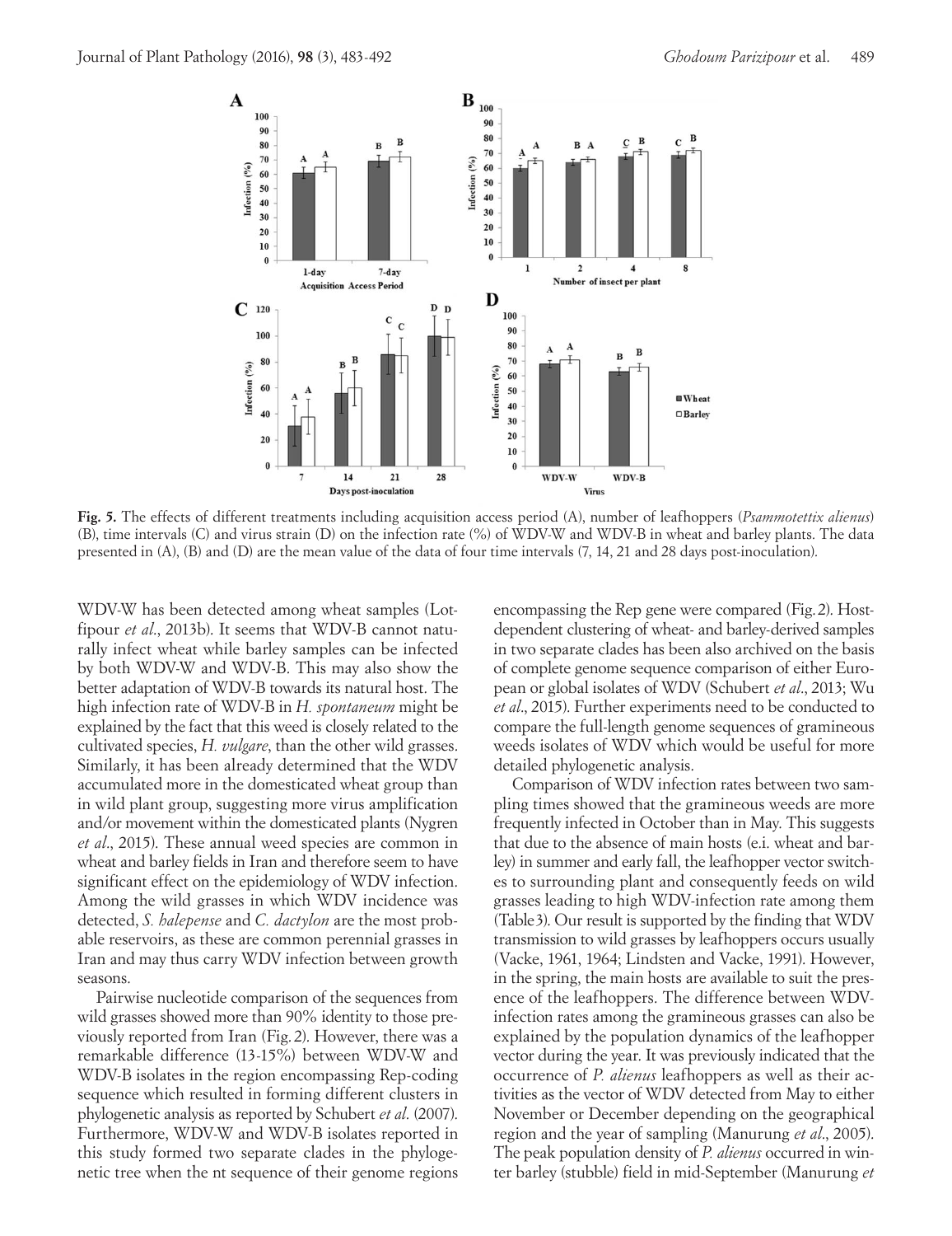**Fig. 5.** The effects of different treatments including acquisition access period (A), number of leafhoppers (*Psammotettix alienus*) (B), time intervals (C) and virus strain (D) on the infection rate (%) of WDV-W and WDV-B in wheat and barley plants. The data presented in (A), (B) and (D) are the mean value of the data of four time intervals (7, 14, 21 and 28 days post-inoculation).

WDV-W has been detected among wheat samples (Lotfipour *et al*., 2013b). It seems that WDV-B cannot naturally infect wheat while barley samples can be infected by both WDV-W and WDV-B. This may also show the better adaptation of WDV-B towards its natural host. The high infection rate of WDV-B in *H. spontaneum* might be explained by the fact that this weed is closely related to the cultivated species, *H. vulgare*, than the other wild grasses. Similarly, it has been already determined that the WDV accumulated more in the domesticated wheat group than in wild plant group, suggesting more virus amplification and/or movement within the domesticated plants (Nygren *et al*., 2015). These annual weed species are common in wheat and barley fields in Iran and therefore seem to have significant effect on the epidemiology of WDV infection. Among the wild grasses in which WDV incidence was detected, *S. halepense* and *C. dactylon* are the most probable reservoirs, as these are common perennial grasses in Iran and may thus carry WDV infection between growth seasons.

Pairwise nucleotide comparison of the sequences from wild grasses showed more than 90% identity to those previously reported from Iran (Fig. 2). However, there was a remarkable difference (13-15%) between WDV-W and WDV-B isolates in the region encompassing Rep-coding sequence which resulted in forming different clusters in phylogenetic analysis as reported by Schubert *et al.* (2007). Furthermore, WDV-W and WDV-B isolates reported in this study formed two separate clades in the phylogenetic tree when the nt sequence of their genome regions encompassing the Rep gene were compared (Fig. 2). Host-dependent clustering of wheat- and barley-derived samples in two separate clades has been also archived on the basis of complete genome sequence comparison of either European or global isolates of WDV (Schubert *et al*., 2013; Wu *et al*., 2015). Further experiments need to be conducted to compare the full-length genome sequences of gramineous weeds isolates of WDV which would be useful for more detailed phylogenetic analysis.

Comparison of WDV infection rates between two sampling times showed that the gramineous weeds are more frequently infected in October than in May. This suggests that due to the absence of main hosts (e.i. wheat and barley) in summer and early fall, the leafhopper vector switches to surrounding plant and consequently feeds on wild grasses leading to high WDV-infection rate among them (Table 3). Our result is supported by the finding that WDV transmission to wild grasses by leafhoppers occurs usually (Vacke, 1961, 1964; Lindsten and Vacke, 1991). However, in the spring, the main hosts are available to suit the presence of the leafhoppers. The difference between WDV-infection rates among the gramineous grasses can also be explained by the population dynamics of the leafhopper vector during the year. It was previously indicated that the occurrence of *P. alienus* leafhoppers as well as their activities as the vector of WDV detected from May to either November or December depending on the geographical region and the year of sampling (Manurung *et al*., 2005). The peak population density of *P. alienus* occurred in winter barley (stubble) field in mid-September (Manurung *et*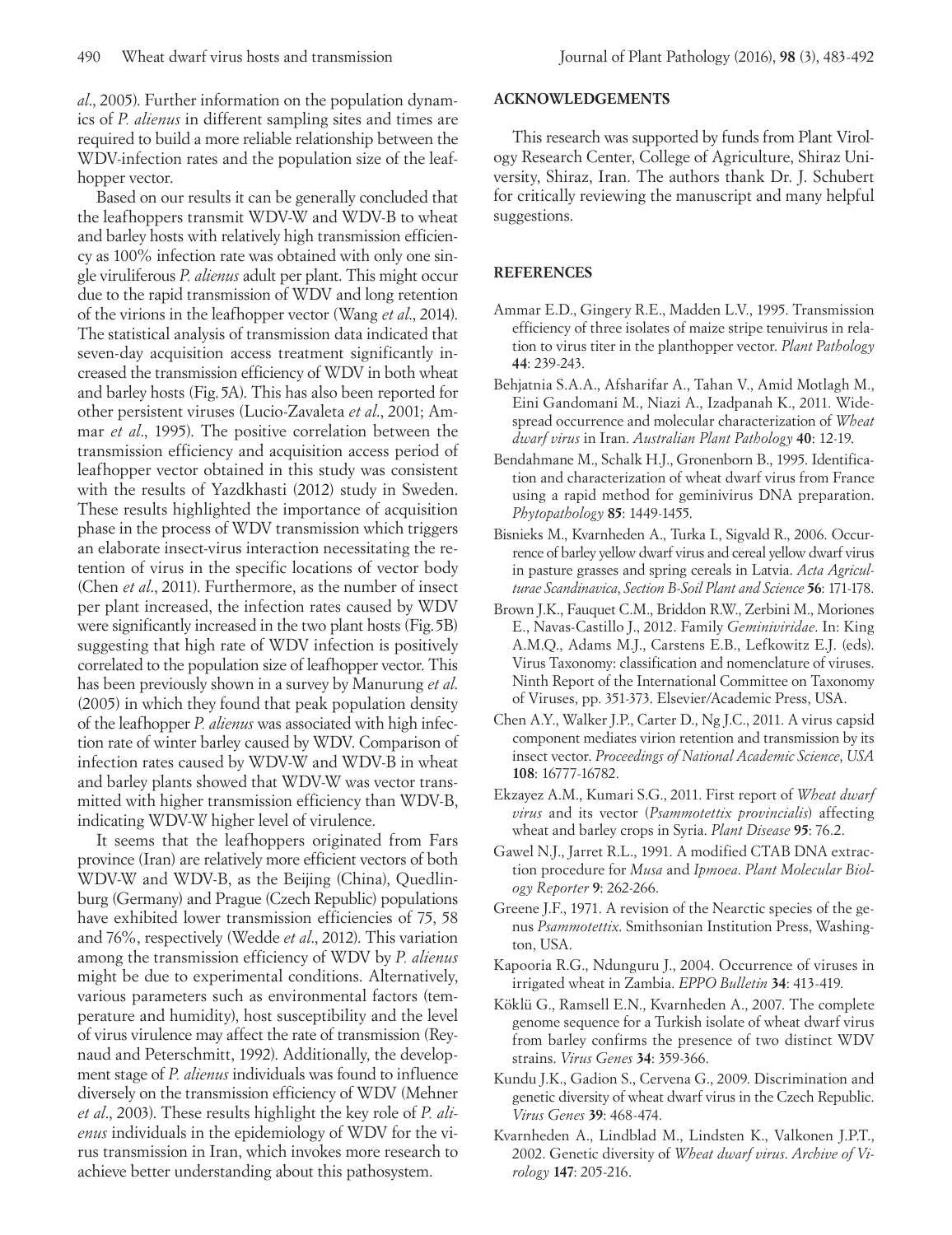*al*., 2005). Further information on the population dynamics of *P. alienus* in different sampling sites and times are required to build a more reliable relationship between the WDV-infection rates and the population size of the leafhopper vector.

Based on our results it can be generally concluded that the leafhoppers transmit WDV-W and WDV-B to wheat and barley hosts with relatively high transmission efficiency as 100% infection rate was obtained with only one single viruliferous *P. alienus* adult per plant. This might occur due to the rapid transmission of WDV and long retention of the virions in the leafhopper vector (Wang *et al*., 2014). The statistical analysis of transmission data indicated that seven-day acquisition access treatment significantly increased the transmission efficiency of WDV in both wheat and barley hosts (Fig.5A). This has also been reported for other persistent viruses (Lucio-Zavaleta *et al*., 2001; Ammar *et al*., 1995). The positive correlation between the transmission efficiency and acquisition access period of leafhopper vector obtained in this study was consistent with the results of Yazdkhasti (2012) study in Sweden. These results highlighted the importance of acquisition phase in the process of WDV transmission which triggers an elaborate insect-virus interaction necessitating the retention of virus in the specific locations of vector body (Chen *et al*., 2011). Furthermore, as the number of insect per plant increased, the infection rates caused by WDV were significantly increased in the two plant hosts (Fig.5B) suggesting that high rate of WDV infection is positively correlated to the population size of leafhopper vector. This has been previously shown in a survey by Manurung *et al*. (2005) in which they found that peak population density of the leafhopper *P. alienus* was associated with high infection rate of winter barley caused by WDV. Comparison of infection rates caused by WDV-W and WDV-B in wheat and barley plants showed that WDV-W was vector transmitted with higher transmission efficiency than WDV-B, indicating WDV-W higher level of virulence.

It seems that the leafhoppers originated from Fars province (Iran) are relatively more efficient vectors of both WDV-W and WDV-B, as the Beijing (China), Quedlinburg (Germany) and Prague (Czech Republic) populations have exhibited lower transmission efficiencies of 75, 58 and 76%, respectively (Wedde *et al*., 2012). This variation among the transmission efficiency of WDV by *P. alienus* might be due to experimental conditions. Alternatively, various parameters such as environmental factors (temperature and humidity), host susceptibility and the level of virus virulence may affect the rate of transmission (Reynaud and Peterschmitt, 1992). Additionally, the development stage of *P. alienus* individuals was found to influence diversely on the transmission efficiency of WDV (Mehner *et al*., 2003). These results highlight the key role of *P. alienus* individuals in the epidemiology of WDV for the virus transmission in Iran, which invokes more research to achieve better understanding about this pathosystem.

## ACKNOWLEDGEMENTS

This research was supported by funds from Plant Virology Research Center, College of Agriculture, Shiraz University, Shiraz, Iran. The authors thank Dr. J. Schubert for critically reviewing the manuscript and many helpful suggestions.

## REFERENCES

Ammar E.D., Gingery R.E., Madden L.V., 1995. Transmission efficiency of three isolates of maize stripe tenuivirus in relation to virus titer in the planthopper vector. *Plant Pathology* **44**: 239-243.

Behjatnia S.A.A., Afsharifar A., Tahan V., Amid Motlagh M., Eini Gandomani M., Niazi A., Izadpanah K., 2011. Widespread occurrence and molecular characterization of *Wheat dwarf virus* in Iran. *Australian Plant Pathology* **40**: 12-19.

Bendahmane M., Schalk H.J., Gronenborn B., 1995. Identification and characterization of wheat dwarf virus from France using a rapid method for geminivirus DNA preparation. *Phytopathology* **85**: 1449-1455.

Bisnieks M., Kvarnheden A., Turka I., Sigvald R., 2006. Occurrence of barley yellow dwarf virus and cereal yellow dwarf virus in pasture grasses and spring cereals in Latvia. *Acta Agriculturae Scandinavica, Section B-Soil Plant and Science* **56**: 171-178.

Brown J.K., Fauquet C.M., Briddon R.W., Zerbini M., Moriones E., Navas-Castillo J., 2012. Family *Geminiviridae*. In: King A.M.Q., Adams M.J., Carstens E.B., Lefkowitz E.J. (eds). Virus Taxonomy: classification and nomenclature of viruses. Ninth Report of the International Committee on Taxonomy of Viruses, pp. 351-373. Elsevier/Academic Press, USA.

Chen A.Y., Walker J.P., Carter D., Ng J.C., 2011. A virus capsid component mediates virion retention and transmission by its insect vector. *Proceedings of National Academic Science, USA* **108**: 16777-16782.

Ekzayez A.M., Kumari S.G., 2011. First report of *Wheat dwarf virus* and its vector (*Psammotettix provincialis*) affecting wheat and barley crops in Syria. *Plant Disease* **95**: 76.2.

Gawel N.J., Jarret R.L., 1991. A modified CTAB DNA extraction procedure for *Musa* and *Ipmoea*. *Plant Molecular Biology Reporter* **9**: 262-266.

Greene J.F., 1971. A revision of the Nearctic species of the genus *Psammotettix*. Smithsonian Institution Press, Washington, USA.

Kapooria R.G., Ndunguru J., 2004. Occurrence of viruses in irrigated wheat in Zambia. *EPPO Bulletin* **34**: 413-419.

Köklü G., Ramsell E.N., Kvarnheden A., 2007. The complete genome sequence for a Turkish isolate of wheat dwarf virus from barley confirms the presence of two distinct WDV strains. *Virus Genes* **34**: 359-366.

Kundu J.K., Gadion S., Cervena G., 2009. Discrimination and genetic diversity of wheat dwarf virus in the Czech Republic. *Virus Genes* **39**: 468-474.

Kvarnheden A., Lindblad M., Lindsten K., Valkonen J.P.T., 2002. Genetic diversity of *Wheat dwarf virus*. *Archive of Virology* **147**: 205-216.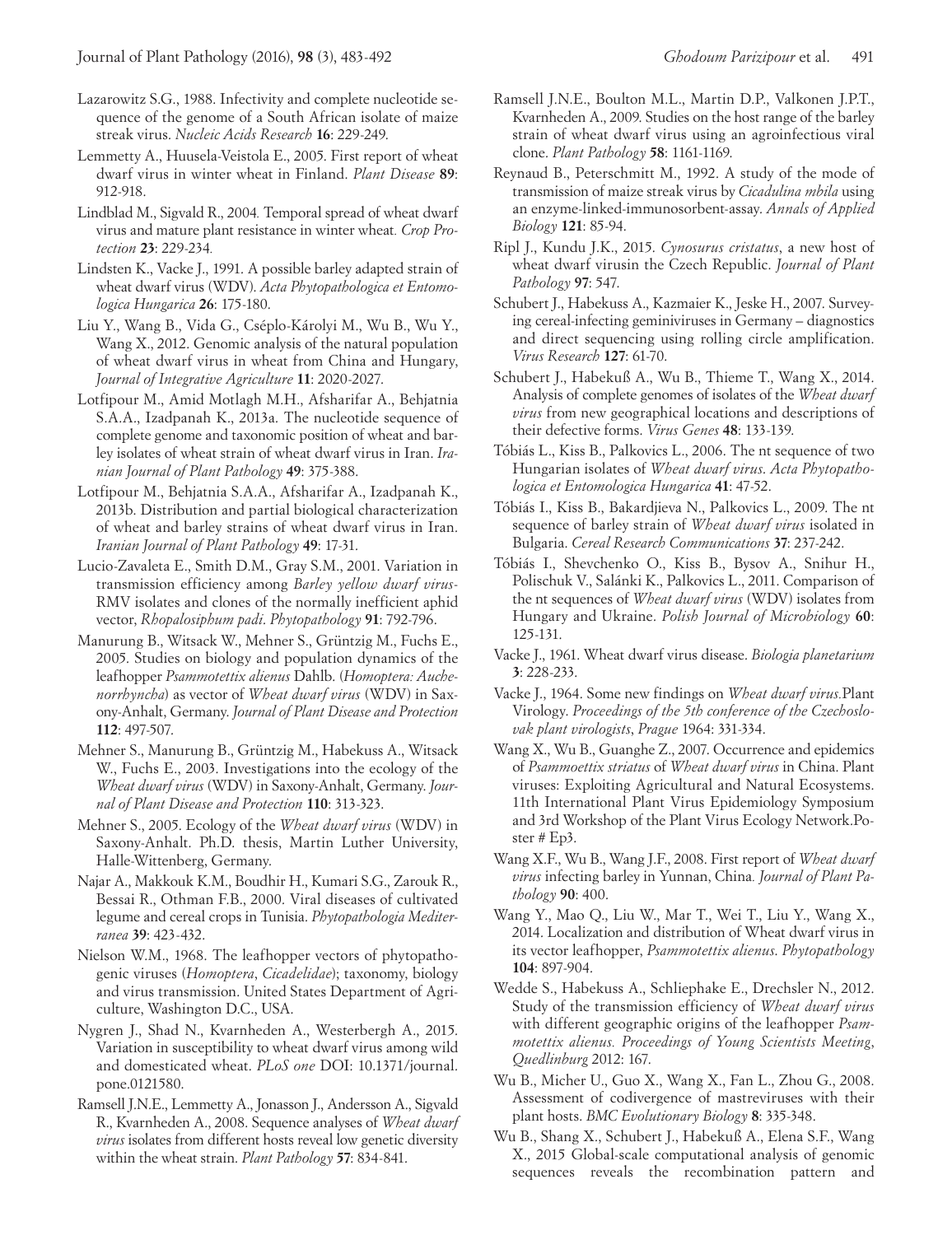Lazarowitz S.G., 1988. Infectivity and complete nucleotide sequence of the genome of a South African isolate of maize streak virus. *Nucleic Acids Research* **16**: 229-249.

Lemmetty A., Huusela-Veistola E., 2005. First report of wheat dwarf virus in winter wheat in Finland. *Plant Disease* **89**: 912-918.

Lindblad M., Sigvald R., 2004. Temporal spread of wheat dwarf virus and mature plant resistance in winter wheat. *Crop Protection* **23**: 229-234.

Lindsten K., Vacke J., 1991. A possible barley adapted strain of wheat dwarf virus (WDV). *Acta Phytopathologica et Entomologica Hungarica* **26**: 175-180.

Liu Y., Wang B., Vida G., Cséplo-Károlyi M., Wu B., Wu Y., Wang X., 2012. Genomic analysis of the natural population of wheat dwarf virus in wheat from China and Hungary, *Journal of Integrative Agriculture* **11**: 2020-2027.

Lotfipour M., Amid Motlagh M.H., Afsharifar A., Behjatnia S.A.A., Izadpanah K., 2013a. The nucleotide sequence of complete genome and taxonomic position of wheat and barley isolates of wheat strain of wheat dwarf virus in Iran. *Iranian Journal of Plant Pathology* **49**: 375-388.

Lotfipour M., Behjatnia S.A.A., Afsharifar A., Izadpanah K., 2013b. Distribution and partial biological characterization of wheat and barley strains of wheat dwarf virus in Iran. *Iranian Journal of Plant Pathology* **49**: 17-31.

Lucio-Zavaleta E., Smith D.M., Gray S.M., 2001. Variation in transmission efficiency among *Barley yellow dwarf virus*-RMV isolates and clones of the normally inefficient aphid vector, *Rhopalosiphum padi*. *Phytopathology* **91**: 792-796.

Manurung B., Witsack W., Mehner S., Grüntzig M., Fuchs E., 2005. Studies on biology and population dynamics of the leafhopper *Psammotettix alienus* Dahlb. (*Homoptera: Auchenorrhyncha*) as vector of *Wheat dwarf virus* (WDV) in Saxony-Anhalt, Germany. *Journal of Plant Disease and Protection* **112**: 497-507.

Mehner S., Manurung B., Grüntzig M., Habekuss A., Witsack W., Fuchs E., 2003. Investigations into the ecology of the *Wheat dwarf virus* (WDV) in Saxony-Anhalt, Germany. *Journal of Plant Disease and Protection* **110**: 313-323.

Mehner S., 2005. Ecology of the *Wheat dwarf virus* (WDV) in Saxony-Anhalt. Ph.D. thesis, Martin Luther University, Halle-Wittenberg, Germany.

Najar A., Makkouk K.M., Boudhir H., Kumari S.G., Zarouk R., Bessai R., Othman F.B., 2000. Viral diseases of cultivated legume and cereal crops in Tunisia. *Phytopathologia Mediterranea* **39**: 423-432.

Nielson W.M., 1968. The leafhopper vectors of phytopathogenic viruses (*Homoptera*, *Cicadelidae*); taxonomy, biology and virus transmission. United States Department of Agriculture, Washington D.C., USA.

Nygren J., Shad N., Kvarnheden A., Westerbergh A., 2015. Variation in susceptibility to wheat dwarf virus among wild and domesticated wheat. *PLoS one* DOI: 10.1371/journal.pone.0121580.

Ramsell J.N.E., Lemmetty A., Jonasson J., Andersson A., Sigvald R., Kvarnheden A., 2008. Sequence analyses of *Wheat dwarf virus* isolates from different hosts reveal low genetic diversity within the wheat strain. *Plant Pathology* **57**: 834-841.

Ramsell J.N.E., Boulton M.L., Martin D.P., Valkonen J.P.T., Kvarnheden A., 2009. Studies on the host range of the barley strain of wheat dwarf virus using an agroinfectious viral clone. *Plant Pathology* **58**: 1161-1169.

Reynaud B., Peterschmitt M., 1992. A study of the mode of transmission of maize streak virus by *Cicadulina mbila* using an enzyme-linked-immunosorbent-assay. *Annals of Applied Biology* **121**: 85-94.

Ripl J., Kundu J.K., 2015. *Cynosurus cristatus*, a new host of wheat dwarf virusin the Czech Republic. *Journal of Plant Pathology* **97**: 547.

Schubert J., Habekuss A., Kazmaier K., Jeske H., 2007. Surveying cereal-infecting geminiviruses in Germany – diagnostics and direct sequencing using rolling circle amplification. *Virus Research* **127**: 61-70.

Schubert J., Habekuß A., Wu B., Thieme T., Wang X., 2014. Analysis of complete genomes of isolates of the *Wheat dwarf virus* from new geographical locations and descriptions of their defective forms. *Virus Genes* **48**: 133-139.

Tóbiás L., Kiss B., Palkovics L., 2006. The nt sequence of two Hungarian isolates of *Wheat dwarf virus*. *Acta Phytopathologica et Entomologica Hungarica* **41**: 47-52.

Tóbiás I., Kiss B., Bakardjieva N., Palkovics L., 2009. The nt sequence of barley strain of *Wheat dwarf virus* isolated in Bulgaria. *Cereal Research Communications* **37**: 237-242.

Tóbiás I., Shevchenko O., Kiss B., Bysov A., Snihur H., Polischuk V., Salánki K., Palkovics L., 2011. Comparison of the nt sequences of *Wheat dwarf virus* (WDV) isolates from Hungary and Ukraine. *Polish Journal of Microbiology* **60**: 125-131.

Vacke J., 1961. Wheat dwarf virus disease. *Biologia planetarium* **3**: 228-233.

Vacke J., 1964. Some new findings on *Wheat dwarf virus.*Plant Virology. *Proceedings of the 5th conference of the Czechoslovak plant virologists*, *Prague* 1964: 331-334.

Wang X., Wu B., Guanghe Z., 2007. Occurrence and epidemics of *Psammoettix striatus* of *Wheat dwarf virus* in China. Plant viruses: Exploiting Agricultural and Natural Ecosystems. 11th International Plant Virus Epidemiology Symposium and 3rd Workshop of the Plant Virus Ecology Network.Poster # Ep3.

Wang X.F., Wu B., Wang J.F., 2008. First report of *Wheat dwarf virus* infecting barley in Yunnan, China. *Journal of Plant Pathology* **90**: 400.

Wang Y., Mao Q., Liu W., Mar T., Wei T., Liu Y., Wang X., 2014. Localization and distribution of Wheat dwarf virus in its vector leafhopper, *Psammotettix alienus*. *Phytopathology* **104**: 897-904.

Wedde S., Habekuss A., Schliephake E., Drechsler N., 2012. Study of the transmission efficiency of *Wheat dwarf virus* with different geographic origins of the leafhopper *Psammotettix alienus. Proceedings of Young Scientists Meeting*, *Quedlinburg* 2012: 167.

Wu B., Micher U., Guo X., Wang X., Fan L., Zhou G., 2008. Assessment of codivergence of mastreviruses with their plant hosts. *BMC Evolutionary Biology* **8**: 335-348.

Wu B., Shang X., Schubert J., Habekuß A., Elena S.F., Wang X., 2015 Global-scale computational analysis of genomic sequences reveals the recombination pattern and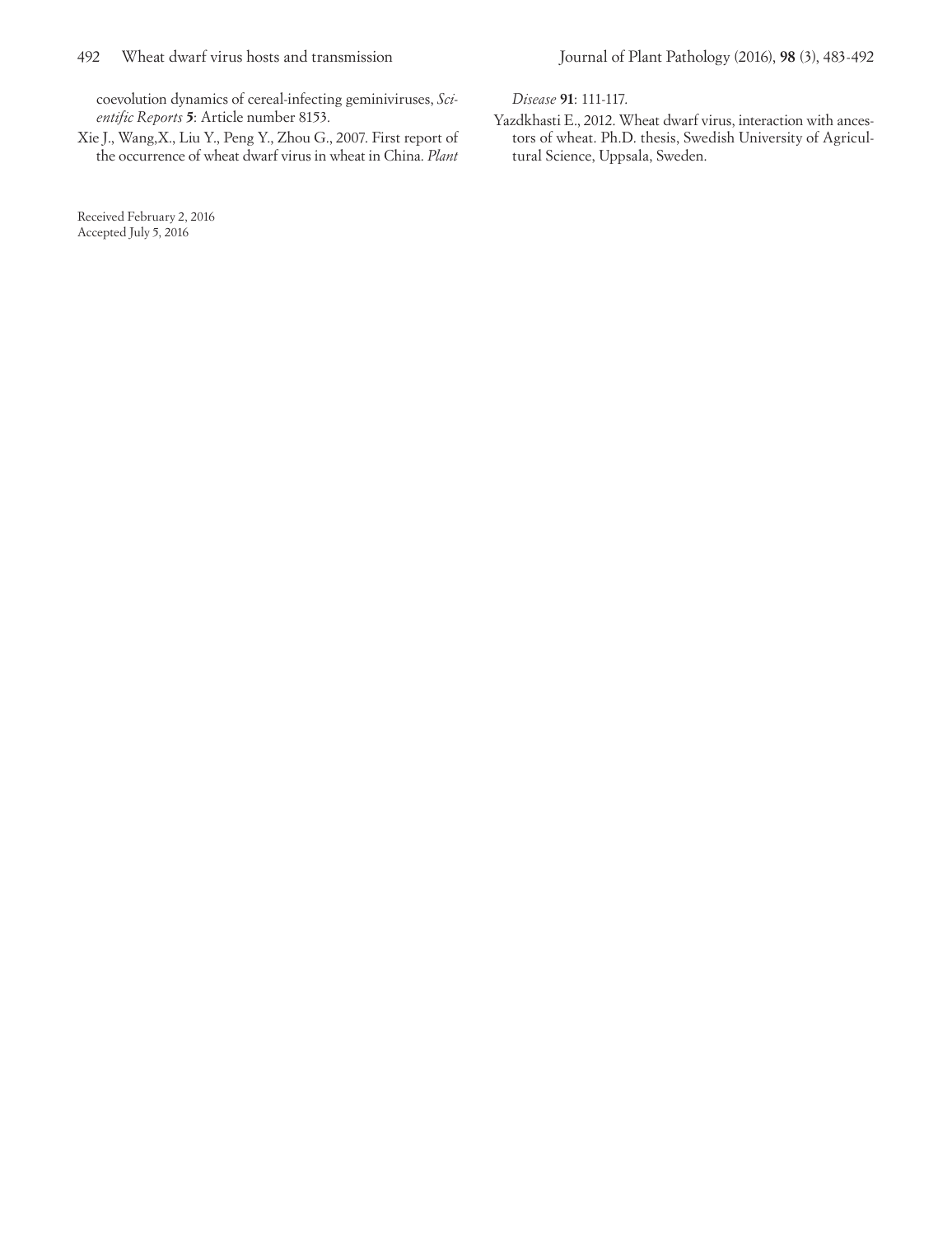coevolution dynamics of cereal-infecting geminiviruses, *Scientific Reports* **5**: Article number 8153.

Xie J., Wang,X., Liu Y., Peng Y., Zhou G., 2007. First report of the occurrence of wheat dwarf virus in wheat in China. *Plant Disease* **91**: 111-117.

Yazdkhasti E., 2012. Wheat dwarf virus, interaction with ancestors of wheat. Ph.D. thesis, Swedish University of Agricultural Science, Uppsala, Sweden.

Received February 2, 2016
Accepted July 5, 2016